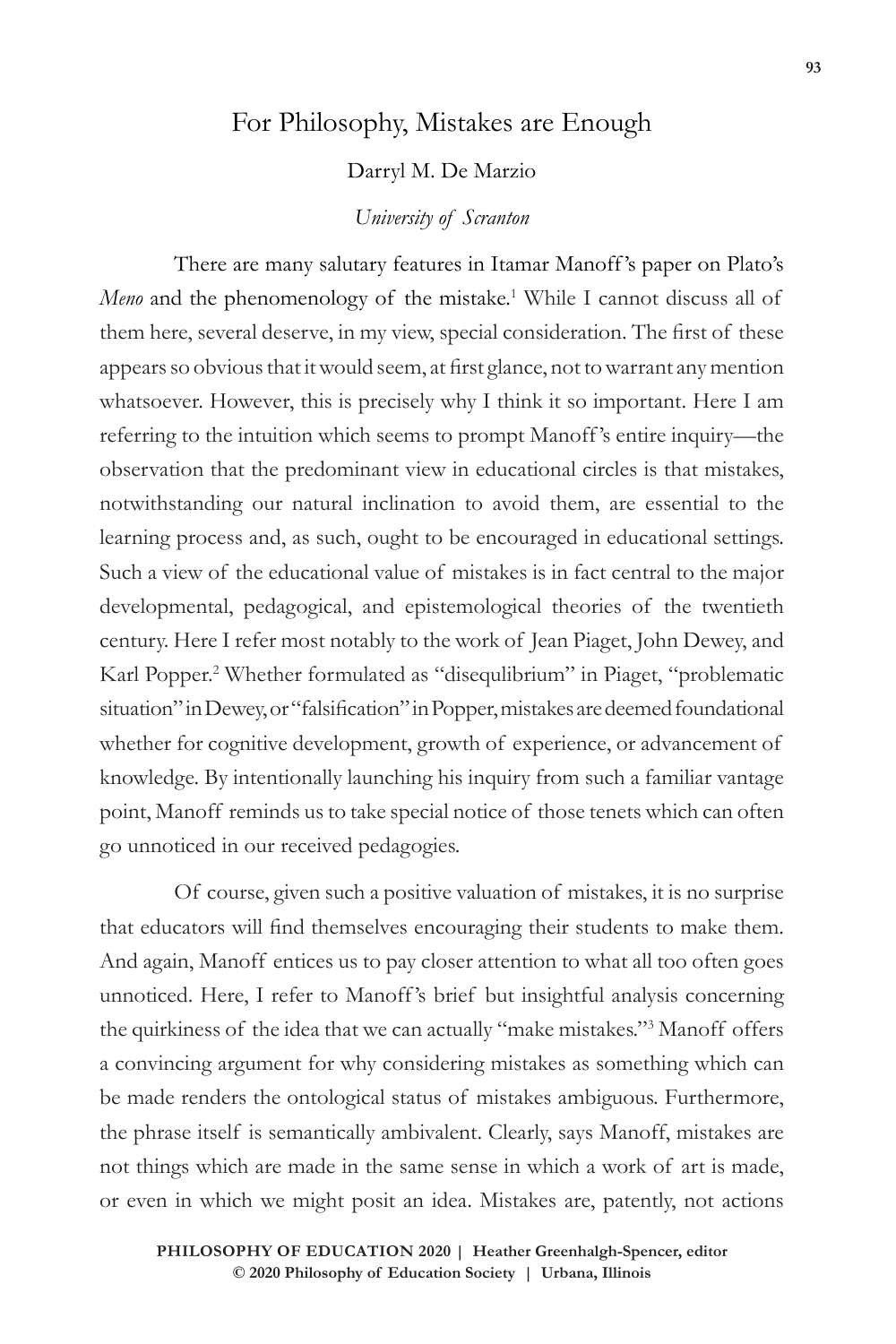# For Philosophy, Mistakes are Enough

Darryl M. De Marzio

*University of Scranton*

There are many salutary features in Itamar Manoff's paper on Plato's *Meno* and the phenomenology of the mistake.[1] While I cannot discuss all of them here, several deserve, in my view, special consideration. The first of these appears so obvious that it would seem, at first glance, not to warrant any mention whatsoever. However, this is precisely why I think it so important. Here I am referring to the intuition which seems to prompt Manoff's entire inquiry—the observation that the predominant view in educational circles is that mistakes, notwithstanding our natural inclination to avoid them, are essential to the learning process and, as such, ought to be encouraged in educational settings. Such a view of the educational value of mistakes is in fact central to the major developmental, pedagogical, and epistemological theories of the twentieth century. Here I refer most notably to the work of Jean Piaget, John Dewey, and Karl Popper.[2] Whether formulated as "disequlibrium" in Piaget, "problematic situation" in Dewey, or "falsification" in Popper, mistakes are deemed foundational whether for cognitive development, growth of experience, or advancement of knowledge. By intentionally launching his inquiry from such a familiar vantage point, Manoff reminds us to take special notice of those tenets which can often go unnoticed in our received pedagogies.

Of course, given such a positive valuation of mistakes, it is no surprise that educators will find themselves encouraging their students to make them. And again, Manoff entices us to pay closer attention to what all too often goes unnoticed. Here, I refer to Manoff's brief but insightful analysis concerning the quirkiness of the idea that we can actually "make mistakes."[3] Manoff offers a convincing argument for why considering mistakes as something which can be made renders the ontological status of mistakes ambiguous. Furthermore, the phrase itself is semantically ambivalent. Clearly, says Manoff, mistakes are not things which are made in the same sense in which a work of art is made, or even in which we might posit an idea. Mistakes are, patently, not actions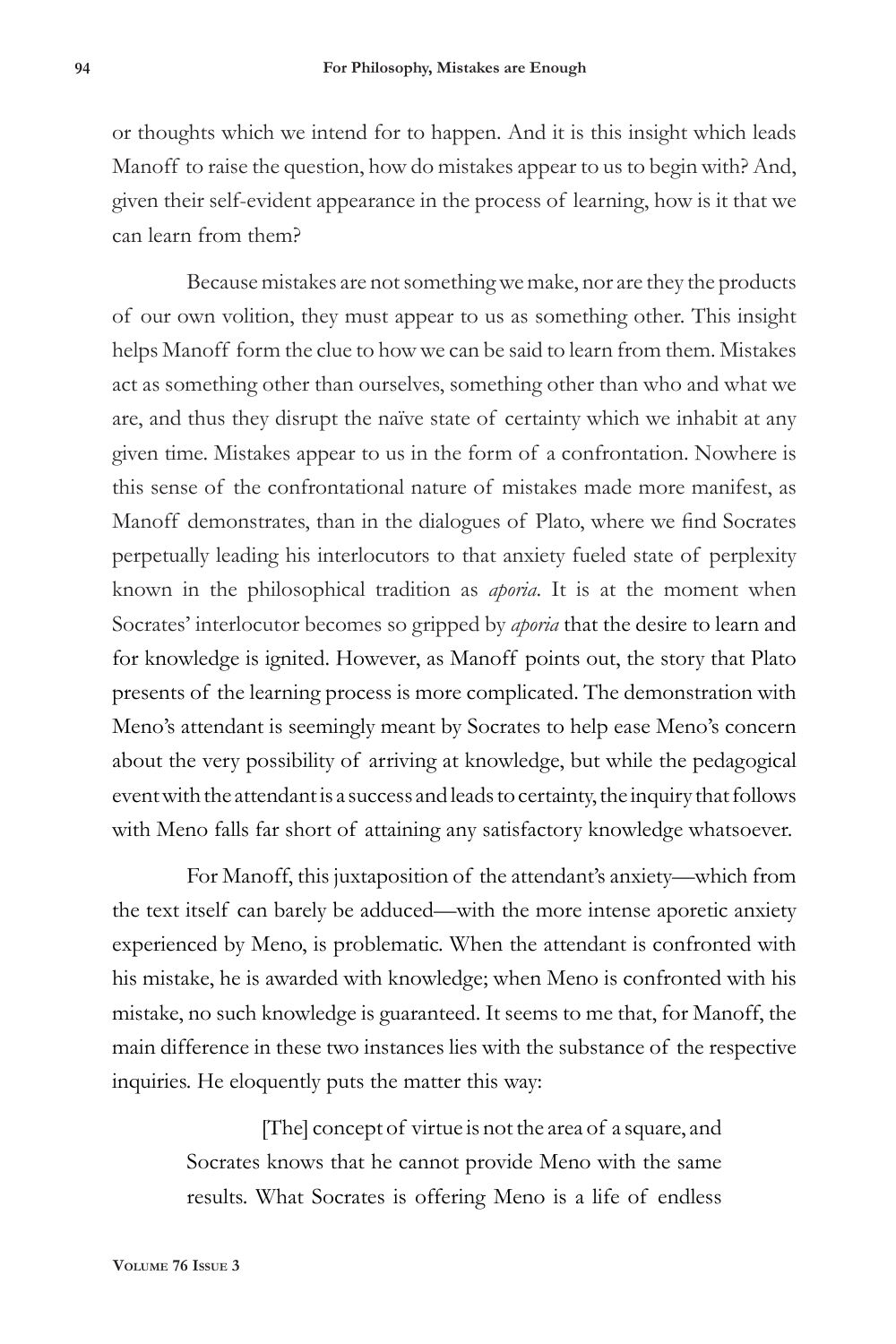or thoughts which we intend for to happen. And it is this insight which leads Manoff to raise the question, how do mistakes appear to us to begin with? And, given their self-evident appearance in the process of learning, how is it that we can learn from them?

Because mistakes are not something we make, nor are they the products of our own volition, they must appear to us as something other. This insight helps Manoff form the clue to how we can be said to learn from them. Mistakes act as something other than ourselves, something other than who and what we are, and thus they disrupt the naïve state of certainty which we inhabit at any given time. Mistakes appear to us in the form of a confrontation. Nowhere is this sense of the confrontational nature of mistakes made more manifest, as Manoff demonstrates, than in the dialogues of Plato, where we find Socrates perpetually leading his interlocutors to that anxiety fueled state of perplexity known in the philosophical tradition as *aporia*. It is at the moment when Socrates' interlocutor becomes so gripped by *aporia* that the desire to learn and for knowledge is ignited. However, as Manoff points out, the story that Plato presents of the learning process is more complicated. The demonstration with Meno's attendant is seemingly meant by Socrates to help ease Meno's concern about the very possibility of arriving at knowledge, but while the pedagogical event with the attendant is a success and leads to certainty, the inquiry that follows with Meno falls far short of attaining any satisfactory knowledge whatsoever.

For Manoff, this juxtaposition of the attendant's anxiety—which from the text itself can barely be adduced—with the more intense aporetic anxiety experienced by Meno, is problematic. When the attendant is confronted with his mistake, he is awarded with knowledge; when Meno is confronted with his mistake, no such knowledge is guaranteed. It seems to me that, for Manoff, the main difference in these two instances lies with the substance of the respective inquiries. He eloquently puts the matter this way:

> [The] concept of virtue is not the area of a square, and Socrates knows that he cannot provide Meno with the same results. What Socrates is offering Meno is a life of endless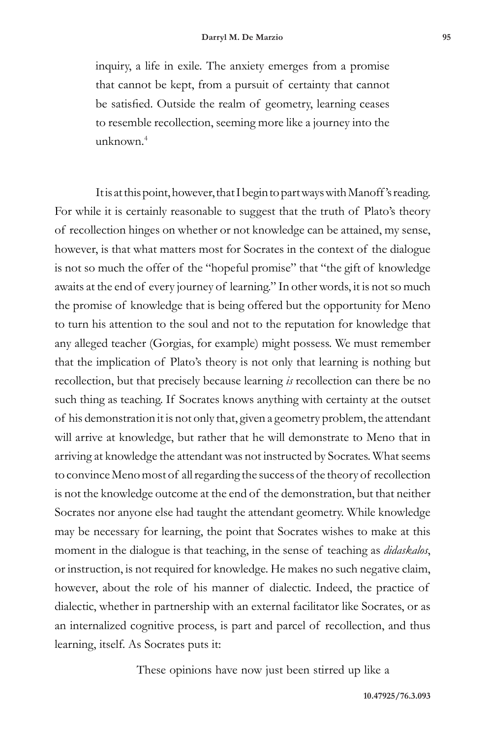> inquiry, a life in exile. The anxiety emerges from a promise that cannot be kept, from a pursuit of certainty that cannot be satisfied. Outside the realm of geometry, learning ceases to resemble recollection, seeming more like a journey into the unknown.[4]

It is at this point, however, that I begin to part ways with Manoff's reading. For while it is certainly reasonable to suggest that the truth of Plato's theory of recollection hinges on whether or not knowledge can be attained, my sense, however, is that what matters most for Socrates in the context of the dialogue is not so much the offer of the "hopeful promise" that "the gift of knowledge awaits at the end of every journey of learning." In other words, it is not so much the promise of knowledge that is being offered but the opportunity for Meno to turn his attention to the soul and not to the reputation for knowledge that any alleged teacher (Gorgias, for example) might possess. We must remember that the implication of Plato's theory is not only that learning is nothing but recollection, but that precisely because learning *is* recollection can there be no such thing as teaching. If Socrates knows anything with certainty at the outset of his demonstration it is not only that, given a geometry problem, the attendant will arrive at knowledge, but rather that he will demonstrate to Meno that in arriving at knowledge the attendant was not instructed by Socrates. What seems to convince Meno most of all regarding the success of the theory of recollection is not the knowledge outcome at the end of the demonstration, but that neither Socrates nor anyone else had taught the attendant geometry. While knowledge may be necessary for learning, the point that Socrates wishes to make at this moment in the dialogue is that teaching, in the sense of teaching as *didaskalos*, or instruction, is not required for knowledge. He makes no such negative claim, however, about the role of his manner of dialectic. Indeed, the practice of dialectic, whether in partnership with an external facilitator like Socrates, or as an internalized cognitive process, is part and parcel of recollection, and thus learning, itself. As Socrates puts it:

> These opinions have now just been stirred up like a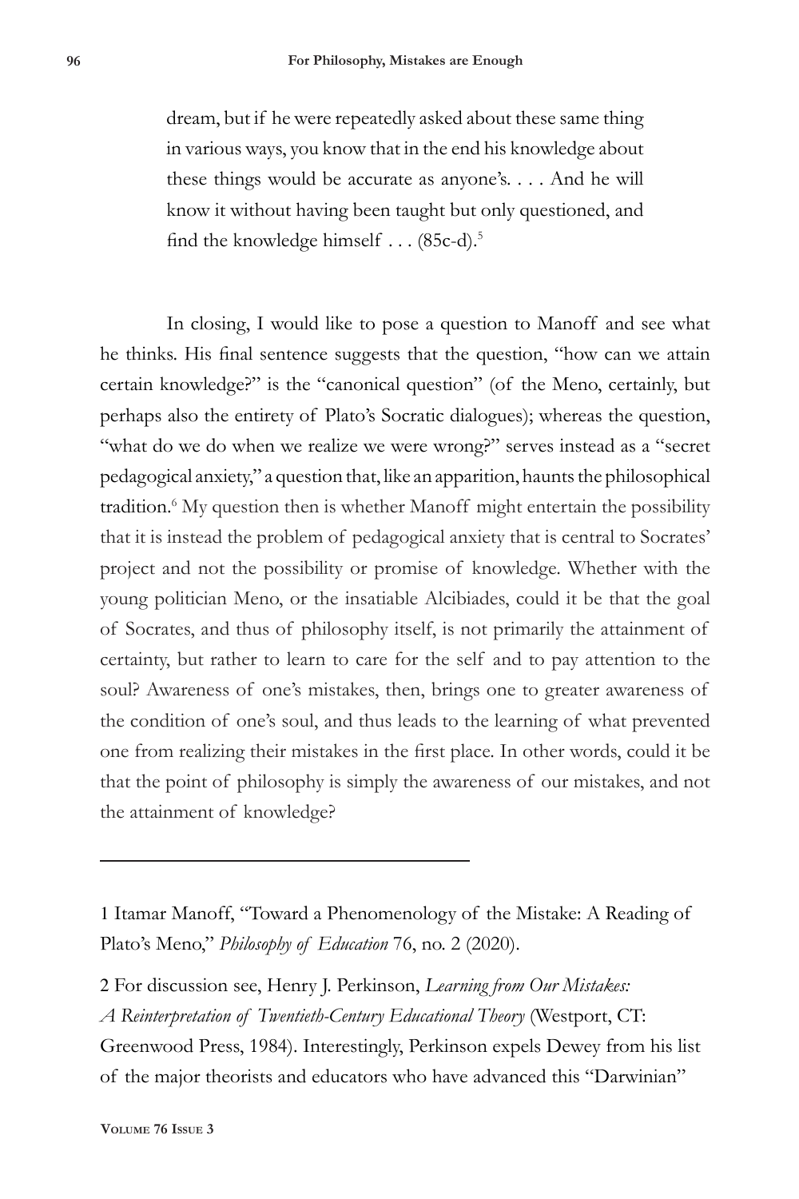> dream, but if he were repeatedly asked about these same thing in various ways, you know that in the end his knowledge about these things would be accurate as anyone's. . . . And he will know it without having been taught but only questioned, and find the knowledge himself . . . (85c-d).[5]

In closing, I would like to pose a question to Manoff and see what he thinks. His final sentence suggests that the question, "how can we attain certain knowledge?" is the "canonical question" (of the Meno, certainly, but perhaps also the entirety of Plato's Socratic dialogues); whereas the question, "what do we do when we realize we were wrong?" serves instead as a "secret pedagogical anxiety," a question that, like an apparition, haunts the philosophical tradition.[6] My question then is whether Manoff might entertain the possibility that it is instead the problem of pedagogical anxiety that is central to Socrates' project and not the possibility or promise of knowledge. Whether with the young politician Meno, or the insatiable Alcibiades, could it be that the goal of Socrates, and thus of philosophy itself, is not primarily the attainment of certainty, but rather to learn to care for the self and to pay attention to the soul? Awareness of one's mistakes, then, brings one to greater awareness of the condition of one's soul, and thus leads to the learning of what prevented one from realizing their mistakes in the first place. In other words, could it be that the point of philosophy is simply the awareness of our mistakes, and not the attainment of knowledge?

---

1 Itamar Manoff, "Toward a Phenomenology of the Mistake: A Reading of Plato's Meno," *Philosophy of Education* 76, no. 2 (2020).

2 For discussion see, Henry J. Perkinson, *Learning from Our Mistakes: A Reinterpretation of Twentieth-Century Educational Theory* (Westport, CT: Greenwood Press, 1984). Interestingly, Perkinson expels Dewey from his list of the major theorists and educators who have advanced this "Darwinian"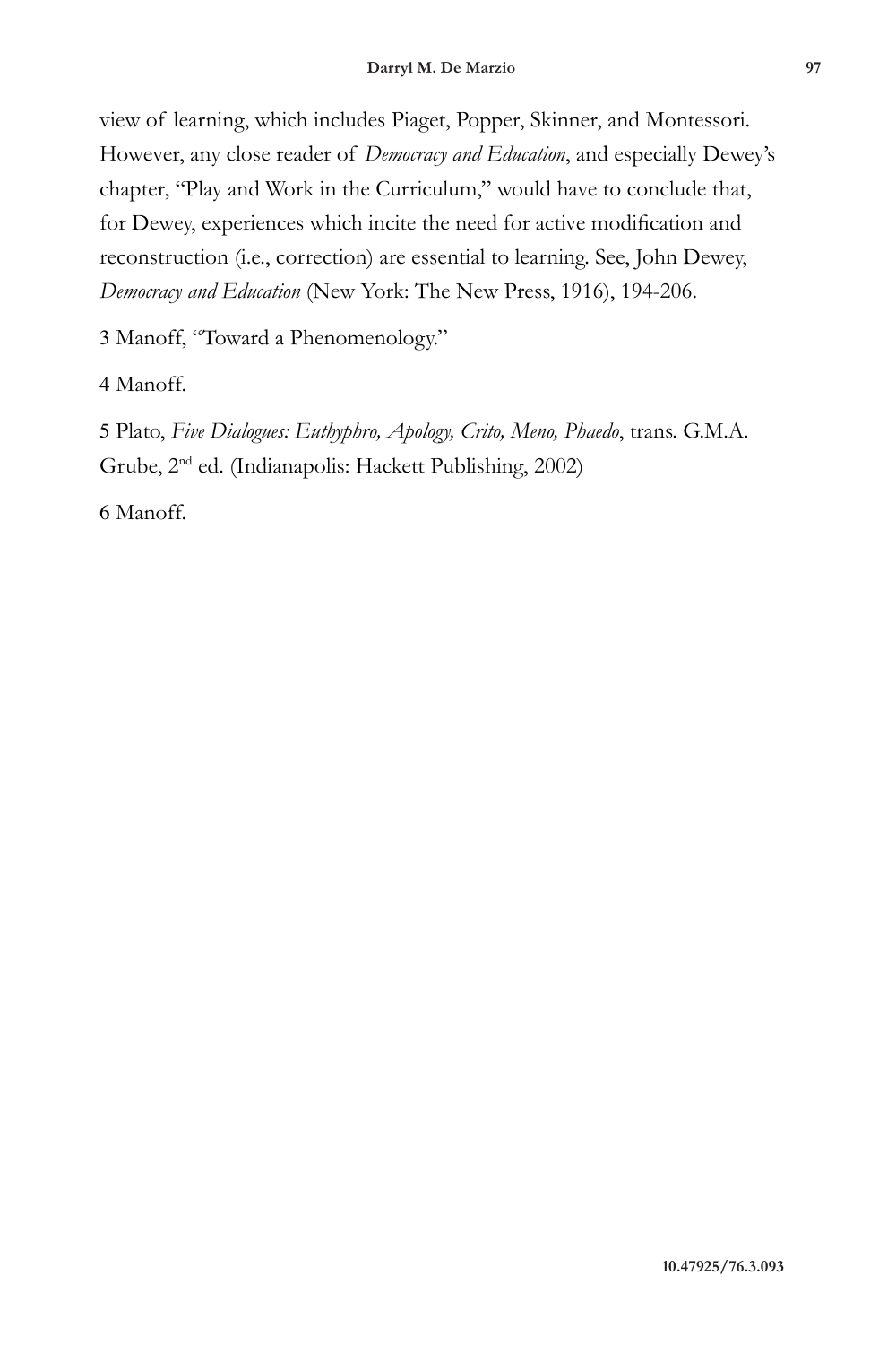view of learning, which includes Piaget, Popper, Skinner, and Montessori. However, any close reader of *Democracy and Education*, and especially Dewey's chapter, "Play and Work in the Curriculum," would have to conclude that, for Dewey, experiences which incite the need for active modification and reconstruction (i.e., correction) are essential to learning. See, John Dewey, *Democracy and Education* (New York: The New Press, 1916), 194-206.

3 Manoff, "Toward a Phenomenology."

4 Manoff.

5 Plato, *Five Dialogues: Euthyphro, Apology, Crito, Meno, Phaedo*, trans. G.M.A. Grube, 2nd ed. (Indianapolis: Hackett Publishing, 2002)

6 Manoff.